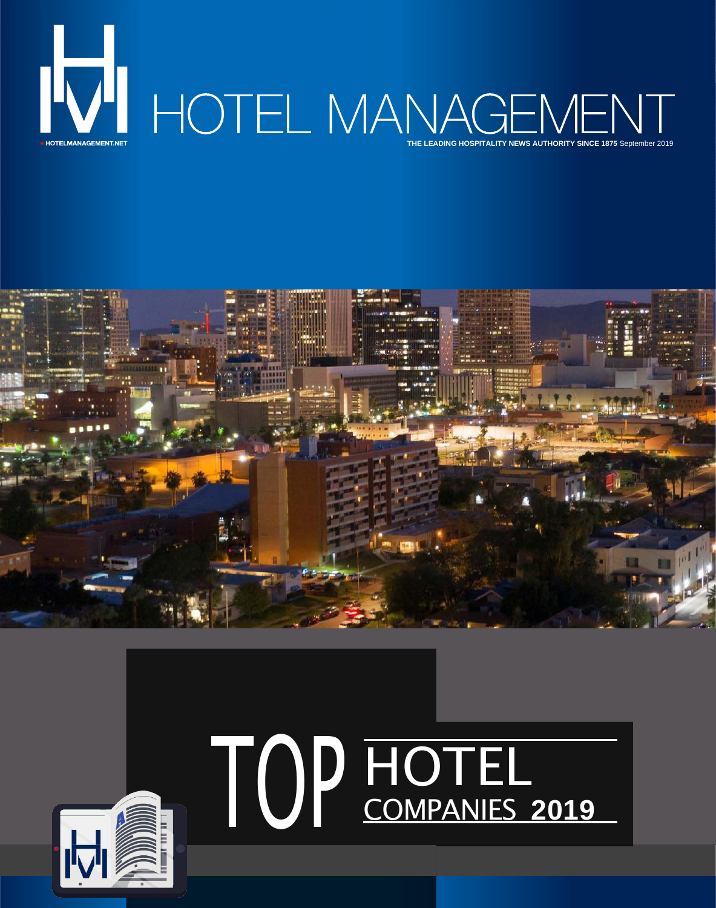# HOTEL MANAGEMENT

HOTELMANAGEMENT.NET

**THE LEADING HOSPITALITY NEWS AUTHORITY SINCE 1875** September 2019

# TOP HOTEL COMPANIES **2019**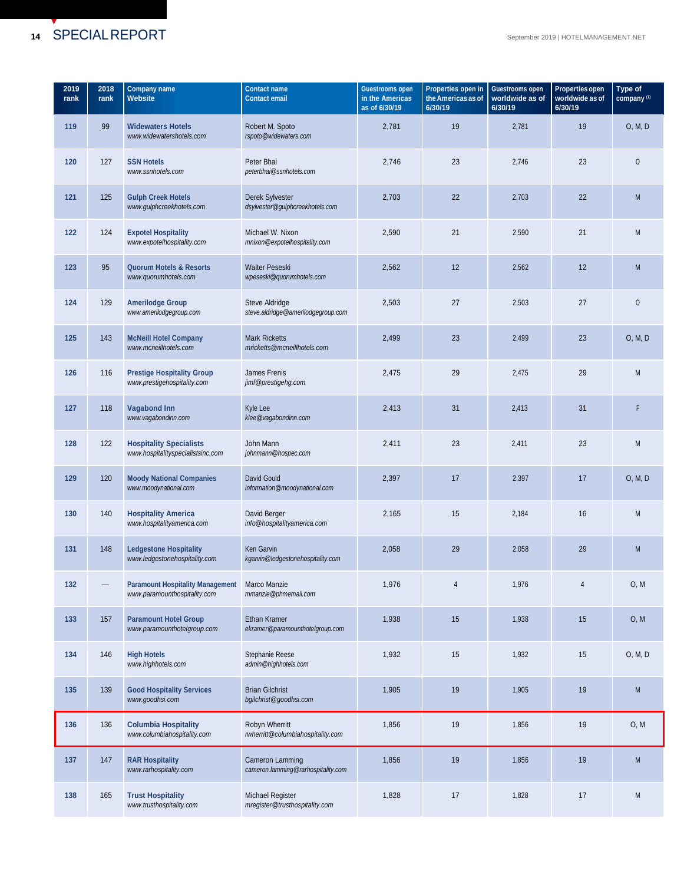| 2019 rank | 2018 rank | Company name<br>Website | Contact name<br>Contact email | Guestrooms open in the Americas as of 6/30/19 | Properties open in the Americas as of 6/30/19 | Guestrooms open worldwide as of 6/30/19 | Properties open worldwide as of 6/30/19 | Type of company [1] |
|---|---|---|---|---|---|---|---|---|
| 119 | 99 | **Widewaters Hotels**<br>*www.widewatershotels.com* | Robert M. Spoto<br>*rspoto@widewaters.com* | 2,781 | 19 | 2,781 | 19 | O, M, D |
| 120 | 127 | **SSN Hotels**<br>*www.ssnhotels.com* | Peter Bhai<br>*peterbhai@ssnhotels.com* | 2,746 | 23 | 2,746 | 23 | O |
| 121 | 125 | **Gulph Creek Hotels**<br>*www.gulphcreekhotels.com* | Derek Sylvester<br>*dsylvester@gulphcreekhotels.com* | 2,703 | 22 | 2,703 | 22 | M |
| 122 | 124 | **Expotel Hospitality**<br>*www.expotelhospitality.com* | Michael W. Nixon<br>*mnixon@expotelhospitality.com* | 2,590 | 21 | 2,590 | 21 | M |
| 123 | 95 | **Quorum Hotels & Resorts**<br>*www.quorumhotels.com* | Walter Peseski<br>*wpeseski@quorumhotels.com* | 2,562 | 12 | 2,562 | 12 | M |
| 124 | 129 | **Amerilodge Group**<br>*www.amerilodgegroup.com* | Steve Aldridge<br>*steve.aldridge@amerilodgegroup.com* | 2,503 | 27 | 2,503 | 27 | O |
| 125 | 143 | **McNeill Hotel Company**<br>*www.mcneillhotels.com* | Mark Ricketts<br>*mricketts@mcneillhotels.com* | 2,499 | 23 | 2,499 | 23 | O, M, D |
| 126 | 116 | **Prestige Hospitality Group**<br>*www.prestigehospitality.com* | James Frenis<br>*jimf@prestigehg.com* | 2,475 | 29 | 2,475 | 29 | M |
| 127 | 118 | **Vagabond Inn**<br>*www.vagabondinn.com* | Kyle Lee<br>*klee@vagabondinn.com* | 2,413 | 31 | 2,413 | 31 | F |
| 128 | 122 | **Hospitality Specialists**<br>*www.hospitalityspecialistsinc.com* | John Mann<br>*johnmann@hospec.com* | 2,411 | 23 | 2,411 | 23 | M |
| 129 | 120 | **Moody National Companies**<br>*www.moodynational.com* | David Gould<br>*information@moodynational.com* | 2,397 | 17 | 2,397 | 17 | O, M, D |
| 130 | 140 | **Hospitality America**<br>*www.hospitalityamerica.com* | David Berger<br>*info@hospitalityamerica.com* | 2,165 | 15 | 2,184 | 16 | M |
| 131 | 148 | **Ledgestone Hospitality**<br>*www.ledgestonehospitality.com* | Ken Garvin<br>*kgarvin@ledgestonehospitality.com* | 2,058 | 29 | 2,058 | 29 | M |
| 132 | — | **Paramount Hospitality Management**<br>*www.paramounthospitality.com* | Marco Manzie<br>*mmanzie@phmemail.com* | 1,976 | 4 | 1,976 | 4 | O, M |
| 133 | 157 | **Paramount Hotel Group**<br>*www.paramounthotelgroup.com* | Ethan Kramer<br>*ekramer@paramounthotelgroup.com* | 1,938 | 15 | 1,938 | 15 | O, M |
| 134 | 146 | **High Hotels**<br>*www.highhotels.com* | Stephanie Reese<br>*admin@highhotels.com* | 1,932 | 15 | 1,932 | 15 | O, M, D |
| 135 | 139 | **Good Hospitality Services**<br>*www.goodhsi.com* | Brian Gilchrist<br>*bgilchrist@goodhsi.com* | 1,905 | 19 | 1,905 | 19 | M |
| 136 | 136 | **Columbia Hospitality**<br>*www.columbiahospitality.com* | Robyn Wherritt<br>*rwherritt@columbiahospitality.com* | 1,856 | 19 | 1,856 | 19 | O, M |
| 137 | 147 | **RAR Hospitality**<br>*www.rarhospitality.com* | Cameron Lamming<br>*cameron.lamming@rarhospitality.com* | 1,856 | 19 | 1,856 | 19 | M |
| 138 | 165 | **Trust Hospitality**<br>*www.trusthospitality.com* | Michael Register<br>*mregister@trusthospitality.com* | 1,828 | 17 | 1,828 | 17 | M |